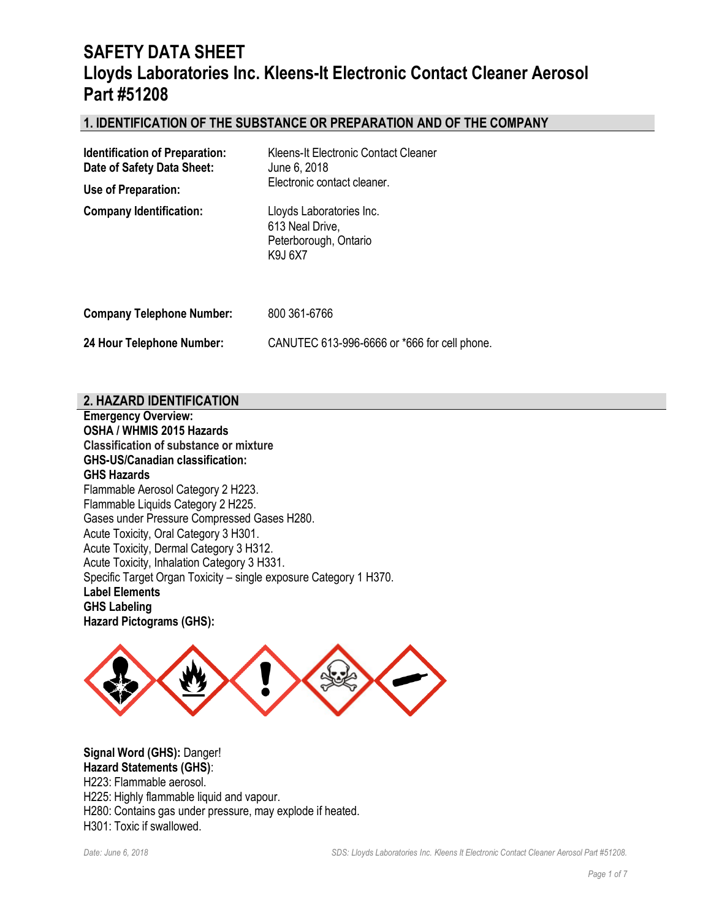# SAFETY DATA SHEET
# Lloyds Laboratories Inc. Kleens-It Electronic Contact Cleaner Aerosol Part #51208

## 1. IDENTIFICATION OF THE SUBSTANCE OR PREPARATION AND OF THE COMPANY

**Identification of Preparation:** Kleens-It Electronic Contact Cleaner

**Date of Safety Data Sheet:** June 6, 2018

**Use of Preparation:** Electronic contact cleaner.

**Company Identification:** Lloyds Laboratories Inc.
613 Neal Drive,
Peterborough, Ontario
K9J 6X7

**Company Telephone Number:** 800 361-6766

**24 Hour Telephone Number:** CANUTEC 613-996-6666 or *666 for cell phone.

## 2. HAZARD IDENTIFICATION

**Emergency Overview:**
**OSHA / WHMIS 2015 Hazards**
**Classification of substance or mixture**
**GHS-US/Canadian classification:**
**GHS Hazards**

Flammable Aerosol Category 2 H223.
Flammable Liquids Category 2 H225.
Gases under Pressure Compressed Gases H280.
Acute Toxicity, Oral Category 3 H301.
Acute Toxicity, Dermal Category 3 H312.
Acute Toxicity, Inhalation Category 3 H331.
Specific Target Organ Toxicity – single exposure Category 1 H370.

**Label Elements**
**GHS Labeling**
**Hazard Pictograms (GHS):**

**Signal Word (GHS):** Danger!
**Hazard Statements (GHS)**:
H223: Flammable aerosol.
H225: Highly flammable liquid and vapour.
H280: Contains gas under pressure, may explode if heated.
H301: Toxic if swallowed.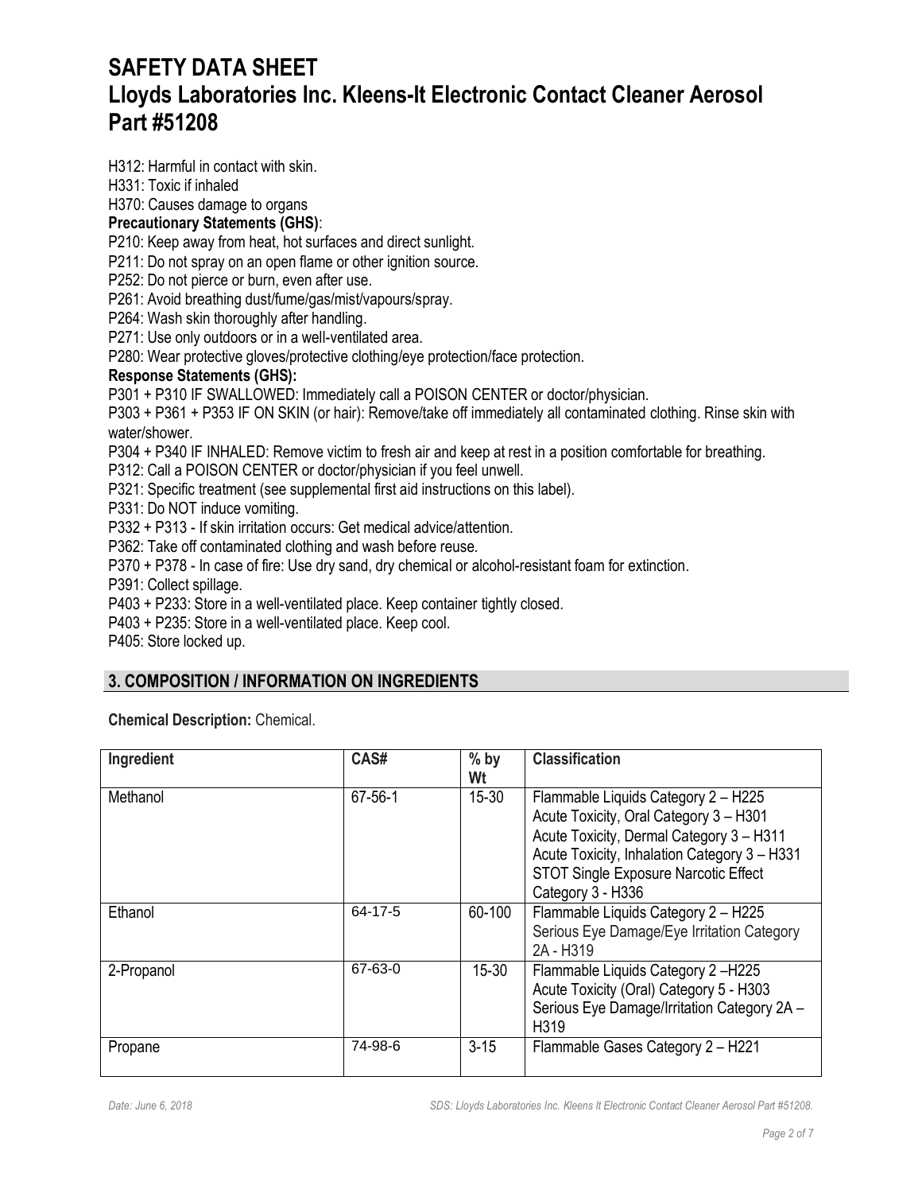H312: Harmful in contact with skin.
H331: Toxic if inhaled
H370: Causes damage to organs

**Precautionary Statements (GHS)**:

P210: Keep away from heat, hot surfaces and direct sunlight.
P211: Do not spray on an open flame or other ignition source.
P252: Do not pierce or burn, even after use.
P261: Avoid breathing dust/fume/gas/mist/vapours/spray.
P264: Wash skin thoroughly after handling.
P271: Use only outdoors or in a well-ventilated area.
P280: Wear protective gloves/protective clothing/eye protection/face protection.

**Response Statements (GHS):**

P301 + P310 IF SWALLOWED: Immediately call a POISON CENTER or doctor/physician.
P303 + P361 + P353 IF ON SKIN (or hair): Remove/take off immediately all contaminated clothing. Rinse skin with water/shower.
P304 + P340 IF INHALED: Remove victim to fresh air and keep at rest in a position comfortable for breathing.
P312: Call a POISON CENTER or doctor/physician if you feel unwell.
P321: Specific treatment (see supplemental first aid instructions on this label).
P331: Do NOT induce vomiting.
P332 + P313 - If skin irritation occurs: Get medical advice/attention.
P362: Take off contaminated clothing and wash before reuse.
P370 + P378 - In case of fire: Use dry sand, dry chemical or alcohol-resistant foam for extinction.
P391: Collect spillage.
P403 + P233: Store in a well-ventilated place. Keep container tightly closed.
P403 + P235: Store in a well-ventilated place. Keep cool.
P405: Store locked up.

## 3. COMPOSITION / INFORMATION ON INGREDIENTS

**Chemical Description:** Chemical.

| Ingredient | CAS# | % by Wt | Classification |
|---|---|---|---|
| Methanol | 67-56-1 | 15-30 | Flammable Liquids Category 2 – H225<br>Acute Toxicity, Oral Category 3 – H301<br>Acute Toxicity, Dermal Category 3 – H311<br>Acute Toxicity, Inhalation Category 3 – H331<br>STOT Single Exposure Narcotic Effect Category 3 - H336 |
| Ethanol | 64-17-5 | 60-100 | Flammable Liquids Category 2 – H225<br>Serious Eye Damage/Eye Irritation Category 2A - H319 |
| 2-Propanol | 67-63-0 | 15-30 | Flammable Liquids Category 2 –H225<br>Acute Toxicity (Oral) Category 5 - H303<br>Serious Eye Damage/Irritation Category 2A – H319 |
| Propane | 74-98-6 | 3-15 | Flammable Gases Category 2 – H221 |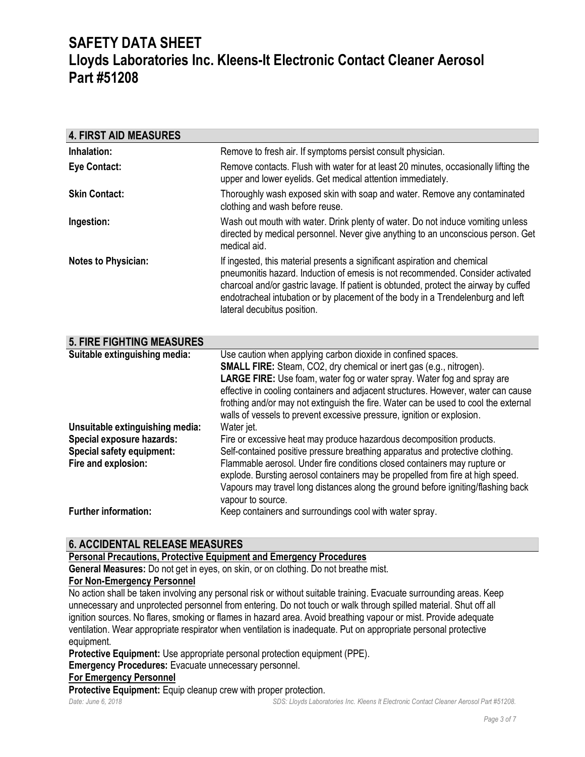## 4. FIRST AID MEASURES

| | |
|---|---|
| **Inhalation:** | Remove to fresh air. If symptoms persist consult physician. |
| **Eye Contact:** | Remove contacts. Flush with water for at least 20 minutes, occasionally lifting the upper and lower eyelids. Get medical attention immediately. |
| **Skin Contact:** | Thoroughly wash exposed skin with soap and water. Remove any contaminated clothing and wash before reuse. |
| **Ingestion:** | Wash out mouth with water. Drink plenty of water. Do not induce vomiting unless directed by medical personnel. Never give anything to an unconscious person. Get medical aid. |
| **Notes to Physician:** | If ingested, this material presents a significant aspiration and chemical pneumonitis hazard. Induction of emesis is not recommended. Consider activated charcoal and/or gastric lavage. If patient is obtunded, protect the airway by cuffed endotracheal intubation or by placement of the body in a Trendelenburg and left lateral decubitus position. |

## 5. FIRE FIGHTING MEASURES

| | |
|---|---|
| **Suitable extinguishing media:** | Use caution when applying carbon dioxide in confined spaces. **SMALL FIRE:** Steam, CO2, dry chemical or inert gas (e.g., nitrogen). **LARGE FIRE:** Use foam, water fog or water spray. Water fog and spray are effective in cooling containers and adjacent structures. However, water can cause frothing and/or may not extinguish the fire. Water can be used to cool the external walls of vessels to prevent excessive pressure, ignition or explosion. |
| **Unsuitable extinguishing media:** | Water jet. |
| **Special exposure hazards:** | Fire or excessive heat may produce hazardous decomposition products. |
| **Special safety equipment:** | Self-contained positive pressure breathing apparatus and protective clothing. |
| **Fire and explosion:** | Flammable aerosol. Under fire conditions closed containers may rupture or explode. Bursting aerosol containers may be propelled from fire at high speed. Vapours may travel long distances along the ground before igniting/flashing back vapour to source. |
| **Further information:** | Keep containers and surroundings cool with water spray. |

## 6. ACCIDENTAL RELEASE MEASURES

**Personal Precautions, Protective Equipment and Emergency Procedures**

**General Measures:** Do not get in eyes, on skin, or on clothing. Do not breathe mist.

**For Non-Emergency Personnel**

No action shall be taken involving any personal risk or without suitable training. Evacuate surrounding areas. Keep unnecessary and unprotected personnel from entering. Do not touch or walk through spilled material. Shut off all ignition sources. No flares, smoking or flames in hazard area. Avoid breathing vapour or mist. Provide adequate ventilation. Wear appropriate respirator when ventilation is inadequate. Put on appropriate personal protective equipment.

**Protective Equipment:** Use appropriate personal protection equipment (PPE).

**Emergency Procedures:** Evacuate unnecessary personnel.

**For Emergency Personnel**

**Protective Equipment:** Equip cleanup crew with proper protection.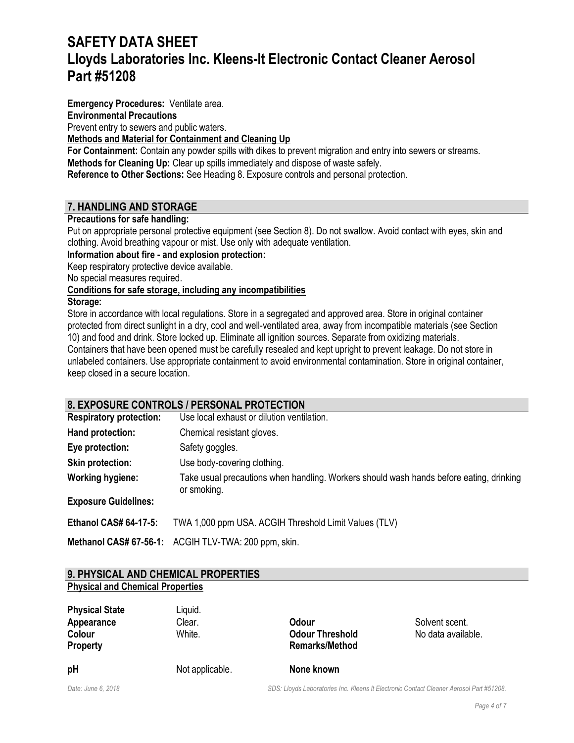**Emergency Procedures:** Ventilate area.

**Environmental Precautions**

Prevent entry to sewers and public waters.

**Methods and Material for Containment and Cleaning Up**

**For Containment:** Contain any powder spills with dikes to prevent migration and entry into sewers or streams.

**Methods for Cleaning Up:** Clear up spills immediately and dispose of waste safely.

**Reference to Other Sections:** See Heading 8. Exposure controls and personal protection.

## 7. HANDLING AND STORAGE

**Precautions for safe handling:**

Put on appropriate personal protective equipment (see Section 8). Do not swallow. Avoid contact with eyes, skin and clothing. Avoid breathing vapour or mist. Use only with adequate ventilation.

**Information about fire - and explosion protection:**

Keep respiratory protective device available.

No special measures required.

**Conditions for safe storage, including any incompatibilities**

**Storage:**

Store in accordance with local regulations. Store in a segregated and approved area. Store in original container protected from direct sunlight in a dry, cool and well-ventilated area, away from incompatible materials (see Section 10) and food and drink. Store locked up. Eliminate all ignition sources. Separate from oxidizing materials. Containers that have been opened must be carefully resealed and kept upright to prevent leakage. Do not store in unlabeled containers. Use appropriate containment to avoid environmental contamination. Store in original container, keep closed in a secure location.

## 8. EXPOSURE CONTROLS / PERSONAL PROTECTION

**Respiratory protection:** Use local exhaust or dilution ventilation.

**Hand protection:** Chemical resistant gloves.

**Eye protection:** Safety goggles.

**Skin protection:** Use body-covering clothing.

**Working hygiene:** Take usual precautions when handling. Workers should wash hands before eating, drinking or smoking.

**Exposure Guidelines:**

**Ethanol CAS# 64-17-5:** TWA 1,000 ppm USA. ACGIH Threshold Limit Values (TLV)

**Methanol CAS# 67-56-1:** ACGIH TLV-TWA: 200 ppm, skin.

## 9. PHYSICAL AND CHEMICAL PROPERTIES

**Physical and Chemical Properties**

| | | | |
|---|---|---|---|
| **Physical State** | Liquid. | | |
| **Appearance** | Clear. | **Odour** | Solvent scent. |
| **Colour** | White. | **Odour Threshold** | No data available. |
| **Property** | | **Remarks/Method** | |
| **pH** | Not applicable. | **None known** | |

*Date: June 6, 2018*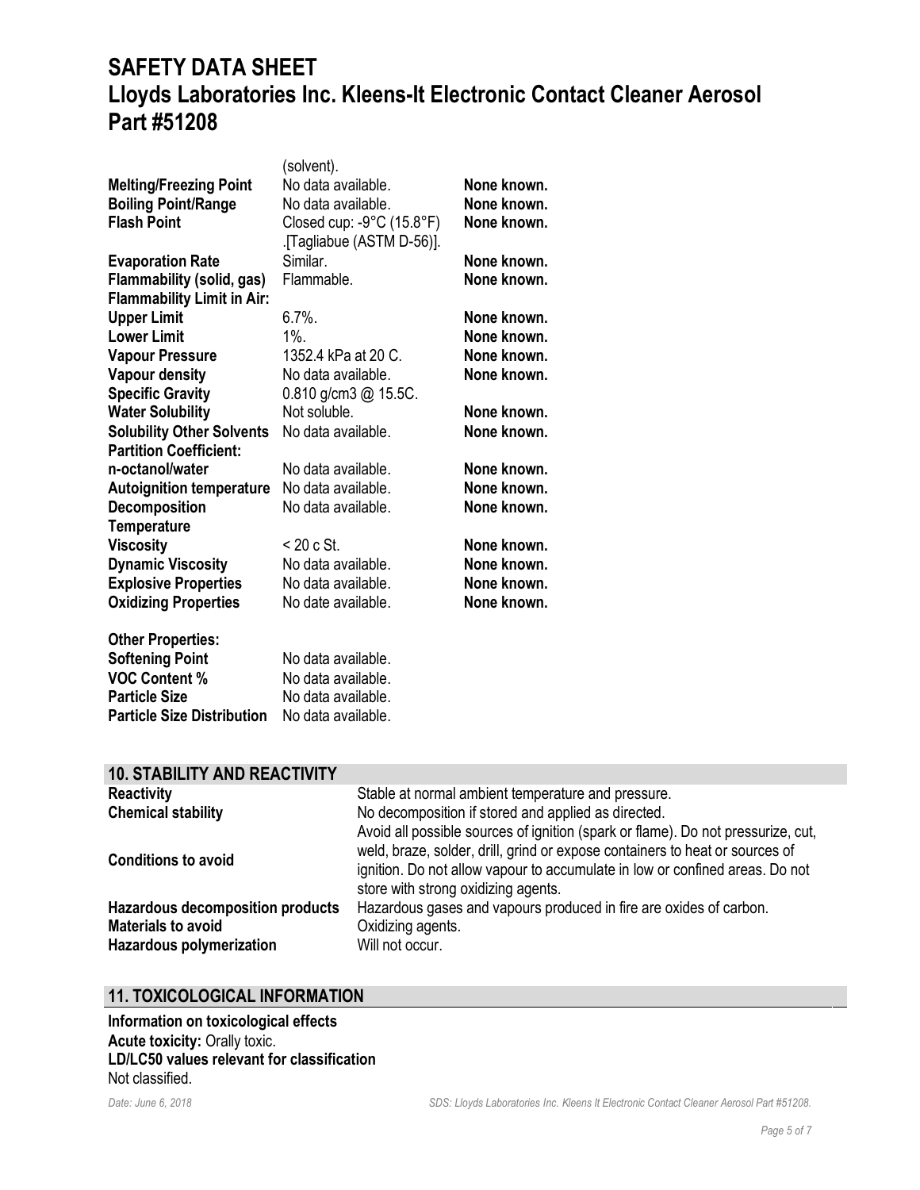| | (solvent). | |
|---|---|---|
| **Melting/Freezing Point** | No data available. | **None known.** |
| **Boiling Point/Range** | No data available. | **None known.** |
| **Flash Point** | Closed cup: -9°C (15.8°F) .[Tagliabue (ASTM D-56)]. | **None known.** |
| **Evaporation Rate** | Similar. | **None known.** |
| **Flammability (solid, gas)** | Flammable. | **None known.** |
| **Flammability Limit in Air:** | | |
| **Upper Limit** | 6.7%. | **None known.** |
| **Lower Limit** | 1%. | **None known.** |
| **Vapour Pressure** | 1352.4 kPa at 20 C. | **None known.** |
| **Vapour density** | No data available. | **None known.** |
| **Specific Gravity** | 0.810 g/cm3 @ 15.5C. | |
| **Water Solubility** | Not soluble. | **None known.** |
| **Solubility Other Solvents** | No data available. | **None known.** |
| **Partition Coefficient: n-octanol/water** | No data available. | **None known.** |
| **Autoignition temperature** | No data available. | **None known.** |
| **Decomposition Temperature** | No data available. | **None known.** |
| **Viscosity** | < 20 c St. | **None known.** |
| **Dynamic Viscosity** | No data available. | **None known.** |
| **Explosive Properties** | No data available. | **None known.** |
| **Oxidizing Properties** | No date available. | **None known.** |

**Other Properties:**

| | |
|---|---|
| **Softening Point** | No data available. |
| **VOC Content %** | No data available. |
| **Particle Size** | No data available. |
| **Particle Size Distribution** | No data available. |

## 10. STABILITY AND REACTIVITY

| | |
|---|---|
| **Reactivity** | Stable at normal ambient temperature and pressure. |
| **Chemical stability** | No decomposition if stored and applied as directed. |
| **Conditions to avoid** | Avoid all possible sources of ignition (spark or flame). Do not pressurize, cut, weld, braze, solder, drill, grind or expose containers to heat or sources of ignition. Do not allow vapour to accumulate in low or confined areas. Do not store with strong oxidizing agents. |
| **Hazardous decomposition products** | Hazardous gases and vapours produced in fire are oxides of carbon. |
| **Materials to avoid** | Oxidizing agents. |
| **Hazardous polymerization** | Will not occur. |

## 11. TOXICOLOGICAL INFORMATION

**Information on toxicological effects**
**Acute toxicity:** Orally toxic.
**LD/LC50 values relevant for classification**
Not classified.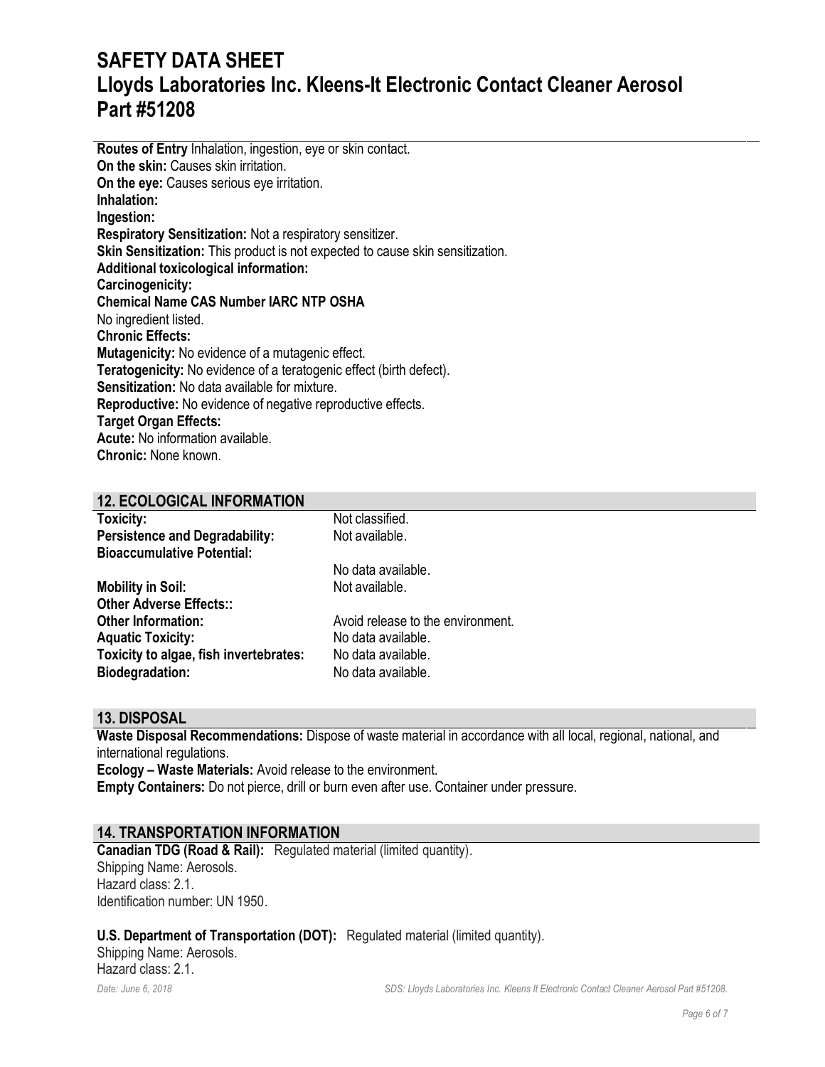**Routes of Entry** Inhalation, ingestion, eye or skin contact.
**On the skin:** Causes skin irritation.
**On the eye:** Causes serious eye irritation.
**Inhalation:**
**Ingestion:**
**Respiratory Sensitization:** Not a respiratory sensitizer.
**Skin Sensitization:** This product is not expected to cause skin sensitization.
**Additional toxicological information:**
**Carcinogenicity:**
**Chemical Name CAS Number IARC NTP OSHA**
No ingredient listed.
**Chronic Effects:**
**Mutagenicity:** No evidence of a mutagenic effect.
**Teratogenicity:** No evidence of a teratogenic effect (birth defect).
**Sensitization:** No data available for mixture.
**Reproductive:** No evidence of negative reproductive effects.
**Target Organ Effects:**
**Acute:** No information available.
**Chronic:** None known.

## 12. ECOLOGICAL INFORMATION

| | |
|---|---|
| **Toxicity:** | Not classified. |
| **Persistence and Degradability:** | Not available. |
| **Bioaccumulative Potential:** | No data available. |
| **Mobility in Soil:** | Not available. |
| **Other Adverse Effects::** | |
| **Other Information:** | Avoid release to the environment. |
| **Aquatic Toxicity:** | No data available. |
| **Toxicity to algae, fish invertebrates:** | No data available. |
| **Biodegradation:** | No data available. |

## 13. DISPOSAL

**Waste Disposal Recommendations:** Dispose of waste material in accordance with all local, regional, national, and international regulations.
**Ecology – Waste Materials:** Avoid release to the environment.
**Empty Containers:** Do not pierce, drill or burn even after use. Container under pressure.

## 14. TRANSPORTATION INFORMATION

**Canadian TDG (Road & Rail):** Regulated material (limited quantity).
Shipping Name: Aerosols.
Hazard class: 2.1.
Identification number: UN 1950.

**U.S. Department of Transportation (DOT):** Regulated material (limited quantity).
Shipping Name: Aerosols.
Hazard class: 2.1.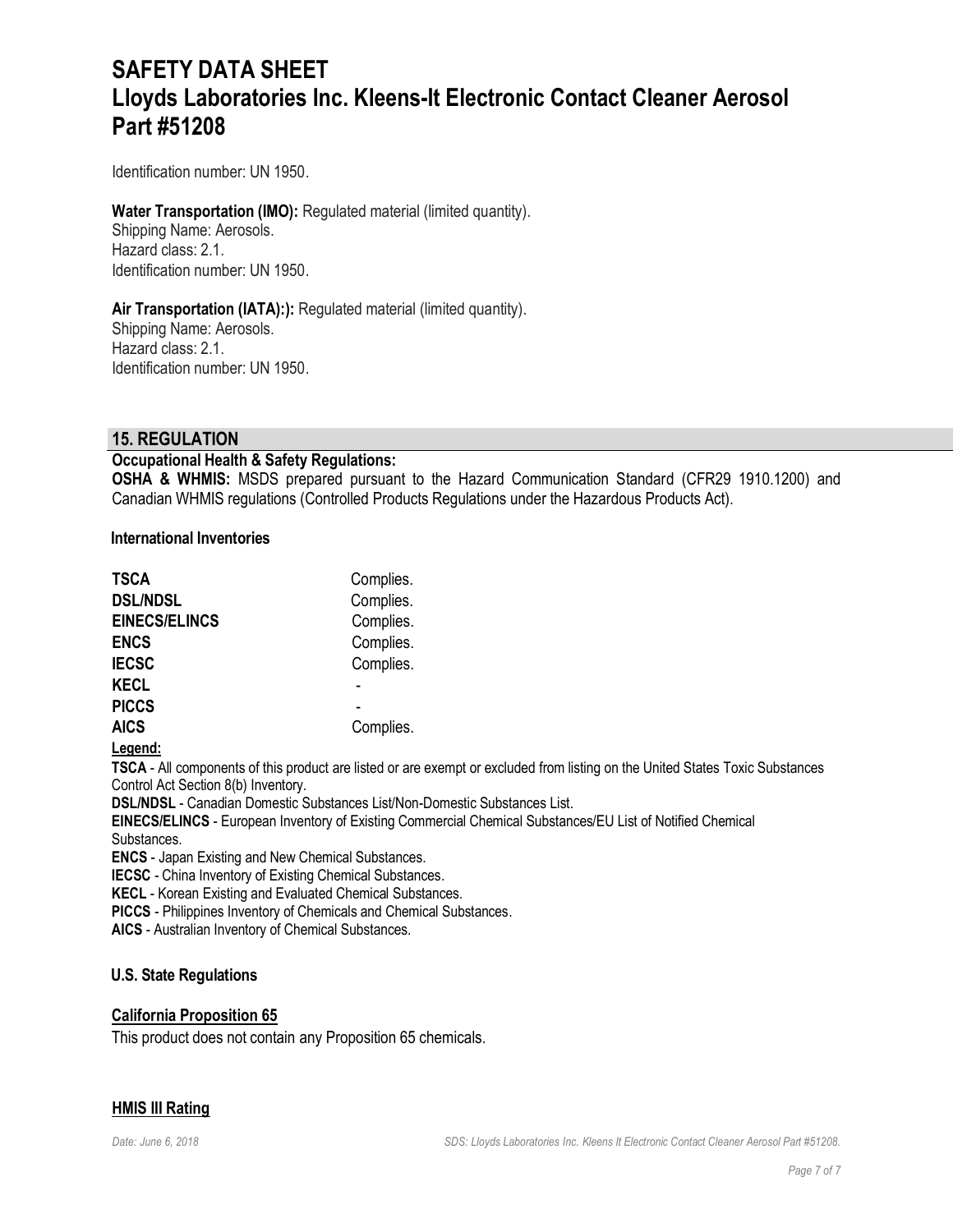Identification number: UN 1950.

**Water Transportation (IMO):** Regulated material (limited quantity).
Shipping Name: Aerosols.
Hazard class: 2.1.
Identification number: UN 1950.

**Air Transportation (IATA):):** Regulated material (limited quantity).
Shipping Name: Aerosols.
Hazard class: 2.1.
Identification number: UN 1950.

## 15. REGULATION

**Occupational Health & Safety Regulations:**

**OSHA & WHMIS:** MSDS prepared pursuant to the Hazard Communication Standard (CFR29 1910.1200) and Canadian WHMIS regulations (Controlled Products Regulations under the Hazardous Products Act).

**International Inventories**

| | |
|---|---|
| **TSCA** | Complies. |
| **DSL/NDSL** | Complies. |
| **EINECS/ELINCS** | Complies. |
| **ENCS** | Complies. |
| **IECSC** | Complies. |
| **KECL** | - |
| **PICCS** | - |
| **AICS** | Complies. |

**Legend:**

**TSCA** - All components of this product are listed or are exempt or excluded from listing on the United States Toxic Substances Control Act Section 8(b) Inventory.
**DSL/NDSL** - Canadian Domestic Substances List/Non-Domestic Substances List.
**EINECS/ELINCS** - European Inventory of Existing Commercial Chemical Substances/EU List of Notified Chemical Substances.
**ENCS** - Japan Existing and New Chemical Substances.
**IECSC** - China Inventory of Existing Chemical Substances.
**KECL** - Korean Existing and Evaluated Chemical Substances.
**PICCS** - Philippines Inventory of Chemicals and Chemical Substances.
**AICS** - Australian Inventory of Chemical Substances.

**U.S. State Regulations**

**California Proposition 65**

This product does not contain any Proposition 65 chemicals.

**HMIS III Rating**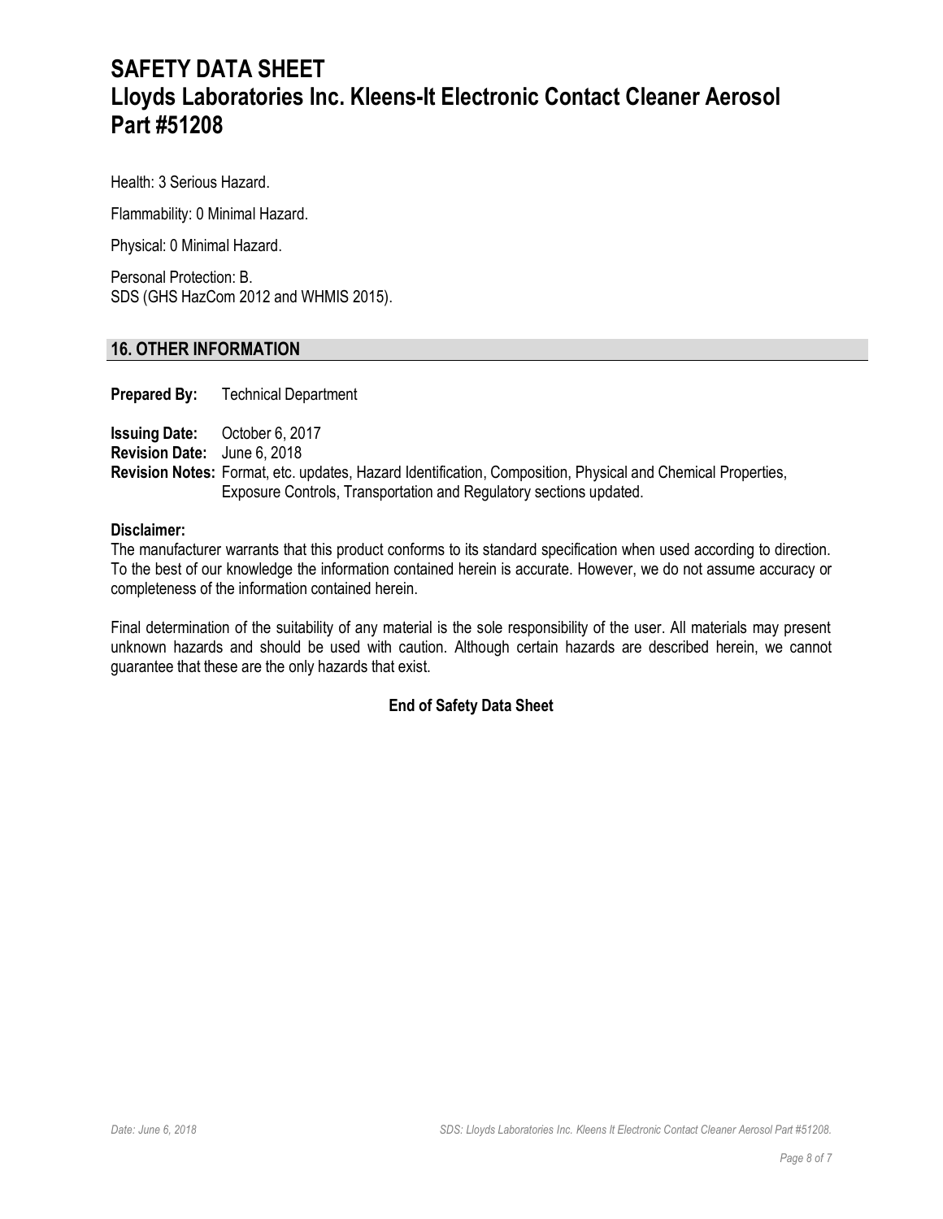Health: 3 Serious Hazard.

Flammability: 0 Minimal Hazard.

Physical: 0 Minimal Hazard.

Personal Protection: B.
SDS (GHS HazCom 2012 and WHMIS 2015).

## 16. OTHER INFORMATION

**Prepared By:** Technical Department

**Issuing Date:** October 6, 2017
**Revision Date:** June 6, 2018
**Revision Notes:** Format, etc. updates, Hazard Identification, Composition, Physical and Chemical Properties, Exposure Controls, Transportation and Regulatory sections updated.

**Disclaimer:**
The manufacturer warrants that this product conforms to its standard specification when used according to direction. To the best of our knowledge the information contained herein is accurate. However, we do not assume accuracy or completeness of the information contained herein.

Final determination of the suitability of any material is the sole responsibility of the user. All materials may present unknown hazards and should be used with caution. Although certain hazards are described herein, we cannot guarantee that these are the only hazards that exist.

**End of Safety Data Sheet**